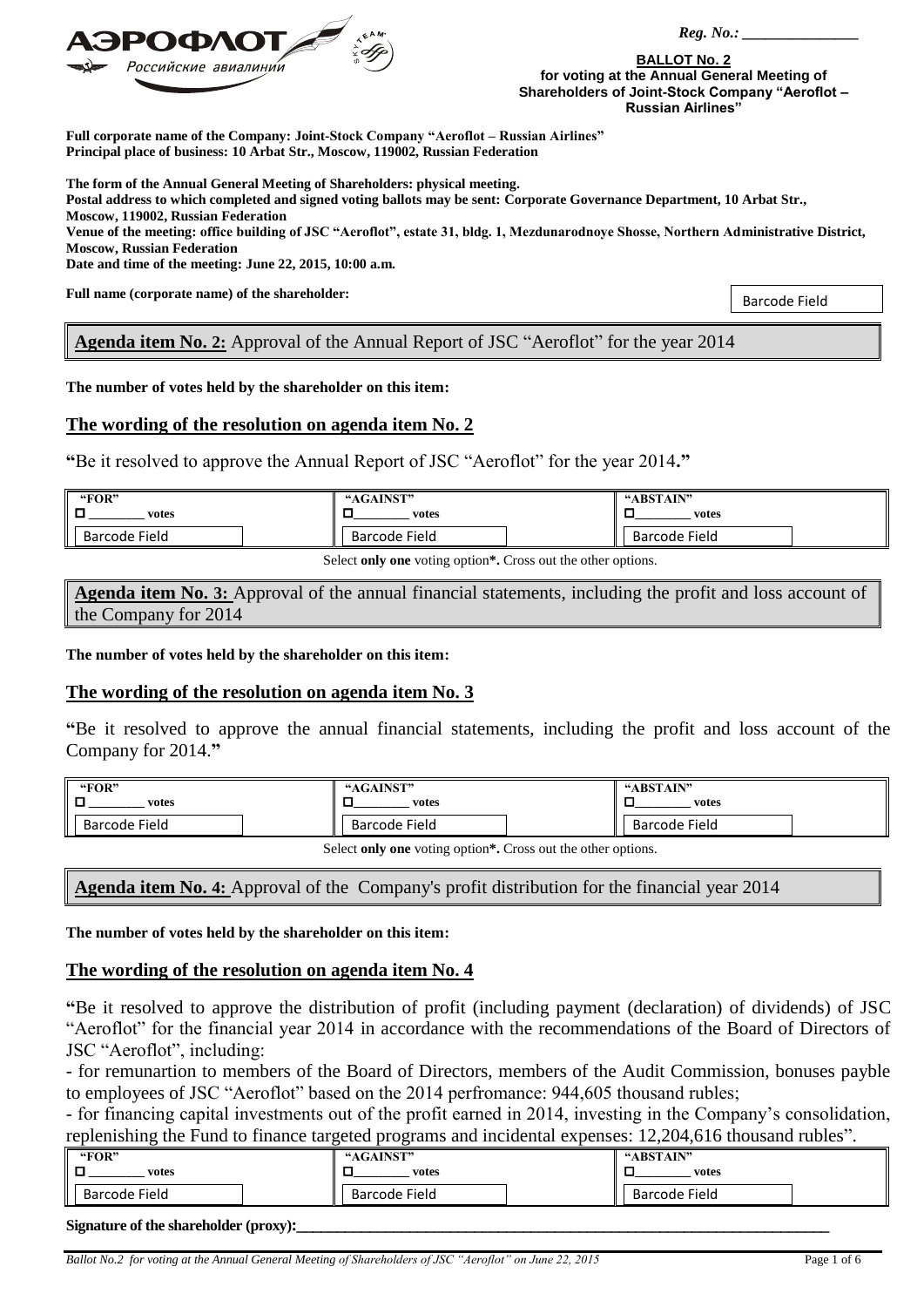*Reg. No.: _______________*

**BALLOT No. 2**
**for voting at the Annual General Meeting of Shareholders of Joint-Stock Company "Aeroflot – Russian Airlines"**

**Full corporate name of the Company: Joint-Stock Company "Aeroflot – Russian Airlines"**
**Principal place of business: 10 Arbat Str., Moscow, 119002, Russian Federation**

**The form of the Annual General Meeting of Shareholders: physical meeting.**
**Postal address to which completed and signed voting ballots may be sent: Corporate Governance Department, 10 Arbat Str., Moscow, 119002, Russian Federation**
**Venue of the meeting: office building of JSC "Aeroflot", estate 31, bldg. 1, Mezdunarodnoye Shosse, Northern Administrative District, Moscow, Russian Federation**
**Date and time of the meeting: June 22, 2015, 10:00 a.m.**

**Full name (corporate name) of the shareholder:**

Barcode Field

## Agenda item No. 2: Approval of the Annual Report of JSC "Aeroflot" for the year 2014

**The number of votes held by the shareholder on this item:**

### The wording of the resolution on agenda item No. 2

**"**Be it resolved to approve the Annual Report of JSC "Aeroflot" for the year 2014**."**

| "FOR" | "AGAINST" | "ABSTAIN" |
|---|---|---|
| ☐ ________ votes | ☐ ________ votes | ☐ ________ votes |
| Barcode Field | Barcode Field | Barcode Field |

Select **only one** voting option**\***. Cross out the other options.

## Agenda item No. 3: Approval of the annual financial statements, including the profit and loss account of the Company for 2014

**The number of votes held by the shareholder on this item:**

### The wording of the resolution on agenda item No. 3

**"**Be it resolved to approve the annual financial statements, including the profit and loss account of the Company for 2014.**"**

| "FOR" | "AGAINST" | "ABSTAIN" |
|---|---|---|
| ☐ ________ votes | ☐ ________ votes | ☐ ________ votes |
| Barcode Field | Barcode Field | Barcode Field |

Select **only one** voting option**\***. Cross out the other options.

## Agenda item No. 4: Approval of the Company's profit distribution for the financial year 2014

**The number of votes held by the shareholder on this item:**

### The wording of the resolution on agenda item No. 4

**"**Be it resolved to approve the distribution of profit (including payment (declaration) of dividends) of JSC "Aeroflot" for the financial year 2014 in accordance with the recommendations of the Board of Directors of JSC "Aeroflot", including:

- for remunartion to members of the Board of Directors, members of the Audit Commission, bonuses payble to employees of JSC "Aeroflot" based on the 2014 perfromance: 944,605 thousand rubles;
- for financing capital investments out of the profit earned in 2014, investing in the Company's consolidation, replenishing the Fund to finance targeted programs and incidental expenses: 12,204,616 thousand rubles".

| "FOR" | "AGAINST" | "ABSTAIN" |
|---|---|---|
| ☐ ________ votes | ☐ ________ votes | ☐ ________ votes |
| Barcode Field | Barcode Field | Barcode Field |

**Signature of the shareholder (proxy):**_______________________________________________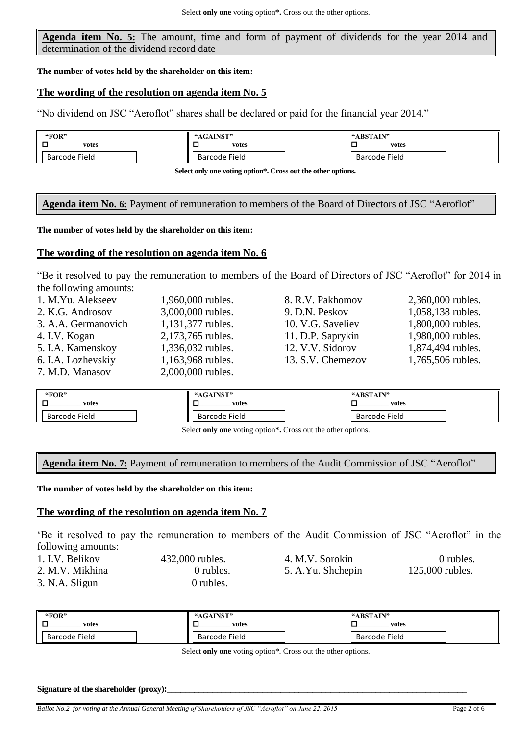Select **only one** voting option**\***. Cross out the other options.

**Agenda item No. 5:** The amount, time and form of payment of dividends for the year 2014 and determination of the dividend record date

**The number of votes held by the shareholder on this item:**

**The wording of the resolution on agenda item No. 5**

"No dividend on JSC "Aeroflot" shares shall be declared or paid for the financial year 2014."

| "FOR" | "AGAINST" | "ABSTAIN" |
|---|---|---|
| ☐ ________ votes | ☐________ votes | ☐________ votes |
| Barcode Field | Barcode Field | Barcode Field |

**Select only one voting option\*. Cross out the other options.**

**Agenda item No. 6:** Payment of remuneration to members of the Board of Directors of JSC "Aeroflot"

**The number of votes held by the shareholder on this item:**

**The wording of the resolution on agenda item No. 6**

"Be it resolved to pay the remuneration to members of the Board of Directors of JSC "Aeroflot" for 2014 in the following amounts:

1. M.Yu. Alekseev 1,960,000 rubles.
2. K.G. Androsov 3,000,000 rubles.
3. A.A. Germanovich 1,131,377 rubles.
4. I.V. Kogan 2,173,765 rubles.
5. I.A. Kamenskoy 1,336,032 rubles.
6. I.A. Lozhevskiy 1,163,968 rubles.
7. M.D. Manasov 2,000,000 rubles.
8. R.V. Pakhomov 2,360,000 rubles.
9. D.N. Peskov 1,058,138 rubles.
10. V.G. Saveliev 1,800,000 rubles.
11. D.P. Saprykin 1,980,000 rubles.
12. V.V. Sidorov 1,874,494 rubles.
13. S.V. Chemezov 1,765,506 rubles.

| "FOR" | "AGAINST" | "ABSTAIN" |
|---|---|---|
| ☐ ________ votes | ☐________ votes | ☐________ votes |
| Barcode Field | Barcode Field | Barcode Field |

Select **only one** voting option**\***. Cross out the other options.

**Agenda item No. 7:** Payment of remuneration to members of the Audit Commission of JSC "Aeroflot"

**The number of votes held by the shareholder on this item:**

**The wording of the resolution on agenda item No. 7**

'Be it resolved to pay the remuneration to members of the Audit Commission of JSC "Aeroflot" in the following amounts:

1. I.V. Belikov 432,000 rubles.
2. M.V. Mikhina 0 rubles.
3. N.A. Sligun 0 rubles.
4. M.V. Sorokin 0 rubles.
5. A.Yu. Shchepin 125,000 rubles.

| "FOR" | "AGAINST" | "ABSTAIN" |
|---|---|---|
| ☐ ________ votes | ☐________ votes | ☐________ votes |
| Barcode Field | Barcode Field | Barcode Field |

Select **only one** voting option\*. Cross out the other options.

**Signature of the shareholder (proxy):**____________________________________________________________

*Ballot No.2 for voting at the Annual General Meeting of Shareholders of JSC "Aeroflot" on June 22, 2015*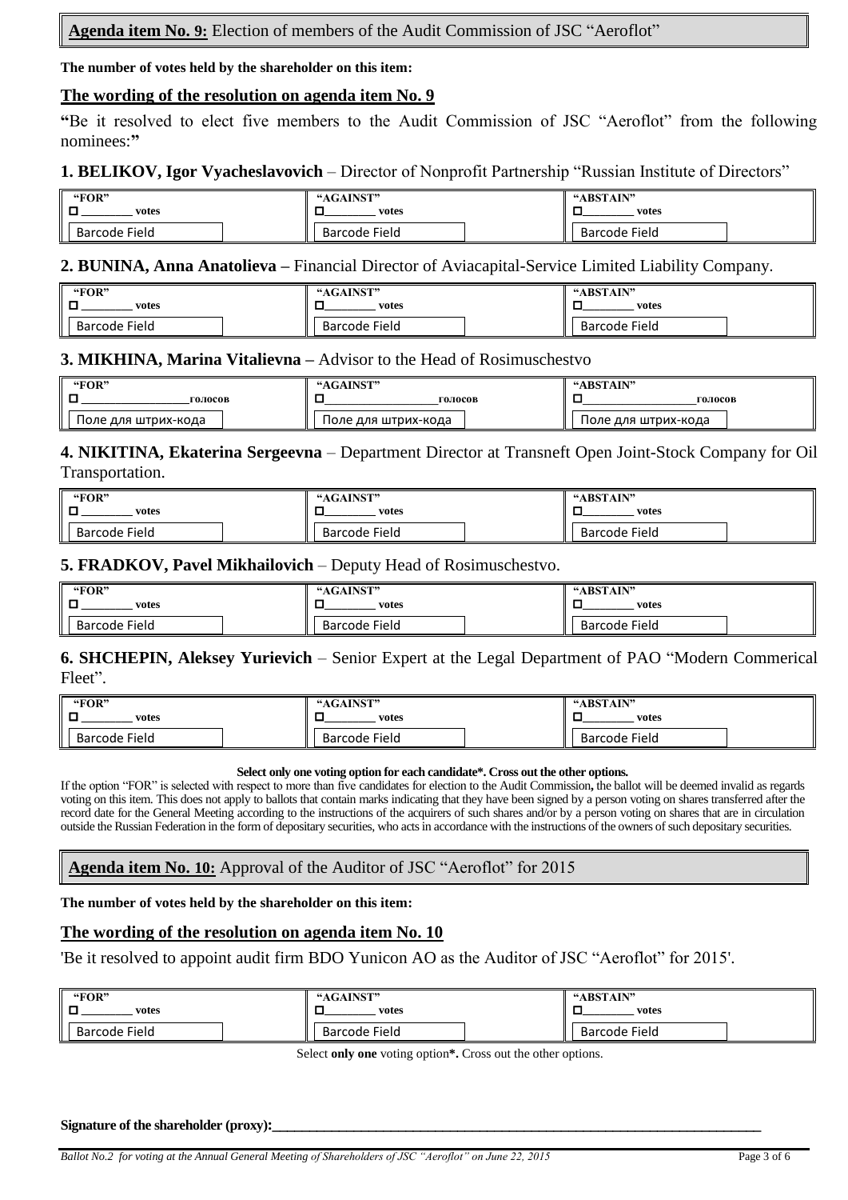**Agenda item No. 9:** Election of members of the Audit Commission of JSC "Aeroflot"

**The number of votes held by the shareholder on this item:**

## The wording of the resolution on agenda item No. 9

**"**Be it resolved to elect five members to the Audit Commission of JSC "Aeroflot" from the following nominees:**"**

**1. BELIKOV, Igor Vyacheslavovich** – Director of Nonprofit Partnership "Russian Institute of Directors"

| "FOR" | "AGAINST" | "ABSTAIN" |
|---|---|---|
| ☐ ________ votes | ☐ ________ votes | ☐ ________ votes |
| Barcode Field | Barcode Field | Barcode Field |

**2. BUNINA, Anna Anatolieva –** Financial Director of Aviacapital-Service Limited Liability Company.

| "FOR" | "AGAINST" | "ABSTAIN" |
|---|---|---|
| ☐ ________ votes | ☐ ________ votes | ☐ ________ votes |
| Barcode Field | Barcode Field | Barcode Field |

**3. MIKHINA, Marina Vitalievna –** Advisor to the Head of Rosimuschestvo

| "FOR" | "AGAINST" | "ABSTAIN" |
|---|---|---|
| ☐ ________________ голосов | ☐ ________________ голосов | ☐ ________________ голосов |
| Поле для штрих-кода | Поле для штрих-кода | Поле для штрих-кода |

**4. NIKITINA, Ekaterina Sergeevna** – Department Director at Transneft Open Joint-Stock Company for Oil Transportation.

| "FOR" | "AGAINST" | "ABSTAIN" |
|---|---|---|
| ☐ ________ votes | ☐ ________ votes | ☐ ________ votes |
| Barcode Field | Barcode Field | Barcode Field |

**5. FRADKOV, Pavel Mikhailovich** – Deputy Head of Rosimuschestvo.

| "FOR" | "AGAINST" | "ABSTAIN" |
|---|---|---|
| ☐ ________ votes | ☐ ________ votes | ☐ ________ votes |
| Barcode Field | Barcode Field | Barcode Field |

**6. SHCHEPIN, Aleksey Yurievich** – Senior Expert at the Legal Department of PAO "Modern Commerical Fleet".

| "FOR" | "AGAINST" | "ABSTAIN" |
|---|---|---|
| ☐ ________ votes | ☐ ________ votes | ☐ ________ votes |
| Barcode Field | Barcode Field | Barcode Field |

**Select only one voting option for each candidate*. Cross out the other options.**

If the option "FOR" is selected with respect to more than five candidates for election to the Audit Commission**,** the ballot will be deemed invalid as regards voting on this item. This does not apply to ballots that contain marks indicating that they have been signed by a person voting on shares transferred after the record date for the General Meeting according to the instructions of the acquirers of such shares and/or by a person voting on shares that are in circulation outside the Russian Federation in the form of depositary securities, who acts in accordance with the instructions of the owners of such depositary securities.

**Agenda item No. 10:** Approval of the Auditor of JSC "Aeroflot" for 2015

**The number of votes held by the shareholder on this item:**

## The wording of the resolution on agenda item No. 10

'Be it resolved to appoint audit firm BDO Yunicon AO as the Auditor of JSC "Aeroflot" for 2015'.

| "FOR" | "AGAINST" | "ABSTAIN" |
|---|---|---|
| ☐ ________ votes | ☐ ________ votes | ☐ ________ votes |
| Barcode Field | Barcode Field | Barcode Field |

Select **only one** voting option**\*.** Cross out the other options.

**Signature of the shareholder (proxy):**________________________________________________________________________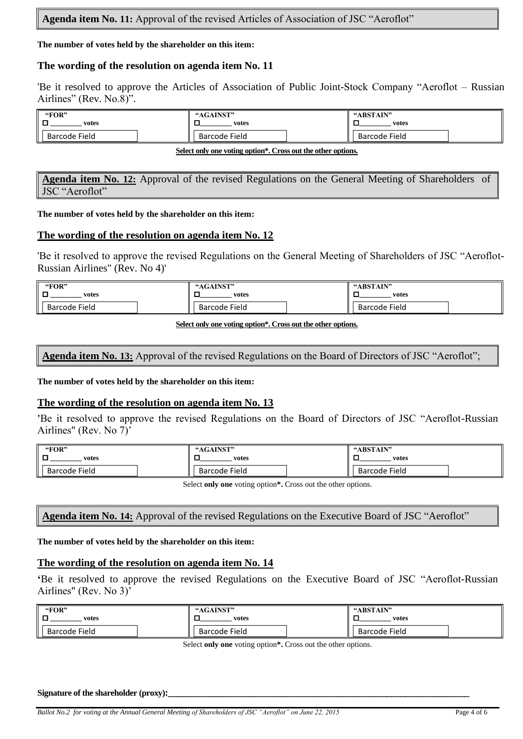**Agenda item No. 11:** Approval of the revised Articles of Association of JSC "Aeroflot"

**The number of votes held by the shareholder on this item:**

**The wording of the resolution on agenda item No. 11**

'Be it resolved to approve the Articles of Association of Public Joint-Stock Company "Aeroflot – Russian Airlines" (Rev. No.8)".

| "FOR" | "AGAINST" | "ABSTAIN" |
|---|---|---|
| ☐ ________ votes | ☐________ votes | ☐________ votes |
| Barcode Field | Barcode Field | Barcode Field |

**Select only one voting option*. Cross out the other options.**

**Agenda item No. 12:** Approval of the revised Regulations on the General Meeting of Shareholders of JSC "Aeroflot"

**The number of votes held by the shareholder on this item:**

**The wording of the resolution on agenda item No. 12**

'Be it resolved to approve the revised Regulations on the General Meeting of Shareholders of JSC "Aeroflot-Russian Airlines" (Rev. No 4)'

| "FOR" | "AGAINST" | "ABSTAIN" |
|---|---|---|
| ☐ ________ votes | ☐________ votes | ☐________ votes |
| Barcode Field | Barcode Field | Barcode Field |

**Select only one voting option*. Cross out the other options.**

**Agenda item No. 13:** Approval of the revised Regulations on the Board of Directors of JSC "Aeroflot";

**The number of votes held by the shareholder on this item:**

**The wording of the resolution on agenda item No. 13**

'Be it resolved to approve the revised Regulations on the Board of Directors of JSC "Aeroflot-Russian Airlines" (Rev. No 7)'

| "FOR" | "AGAINST" | "ABSTAIN" |
|---|---|---|
| ☐ ________ votes | ☐________ votes | ☐________ votes |
| Barcode Field | Barcode Field | Barcode Field |

Select **only one** voting option*. Cross out the other options.

**Agenda item No. 14:** Approval of the revised Regulations on the Executive Board of JSC "Aeroflot"

**The number of votes held by the shareholder on this item:**

**The wording of the resolution on agenda item No. 14**

'Be it resolved to approve the revised Regulations on the Executive Board of JSC "Aeroflot-Russian Airlines" (Rev. No 3)'

| "FOR" | "AGAINST" | "ABSTAIN" |
|---|---|---|
| ☐ ________ votes | ☐________ votes | ☐________ votes |
| Barcode Field | Barcode Field | Barcode Field |

Select **only one** voting option*. Cross out the other options.

**Signature of the shareholder (proxy):**________________________________________________________________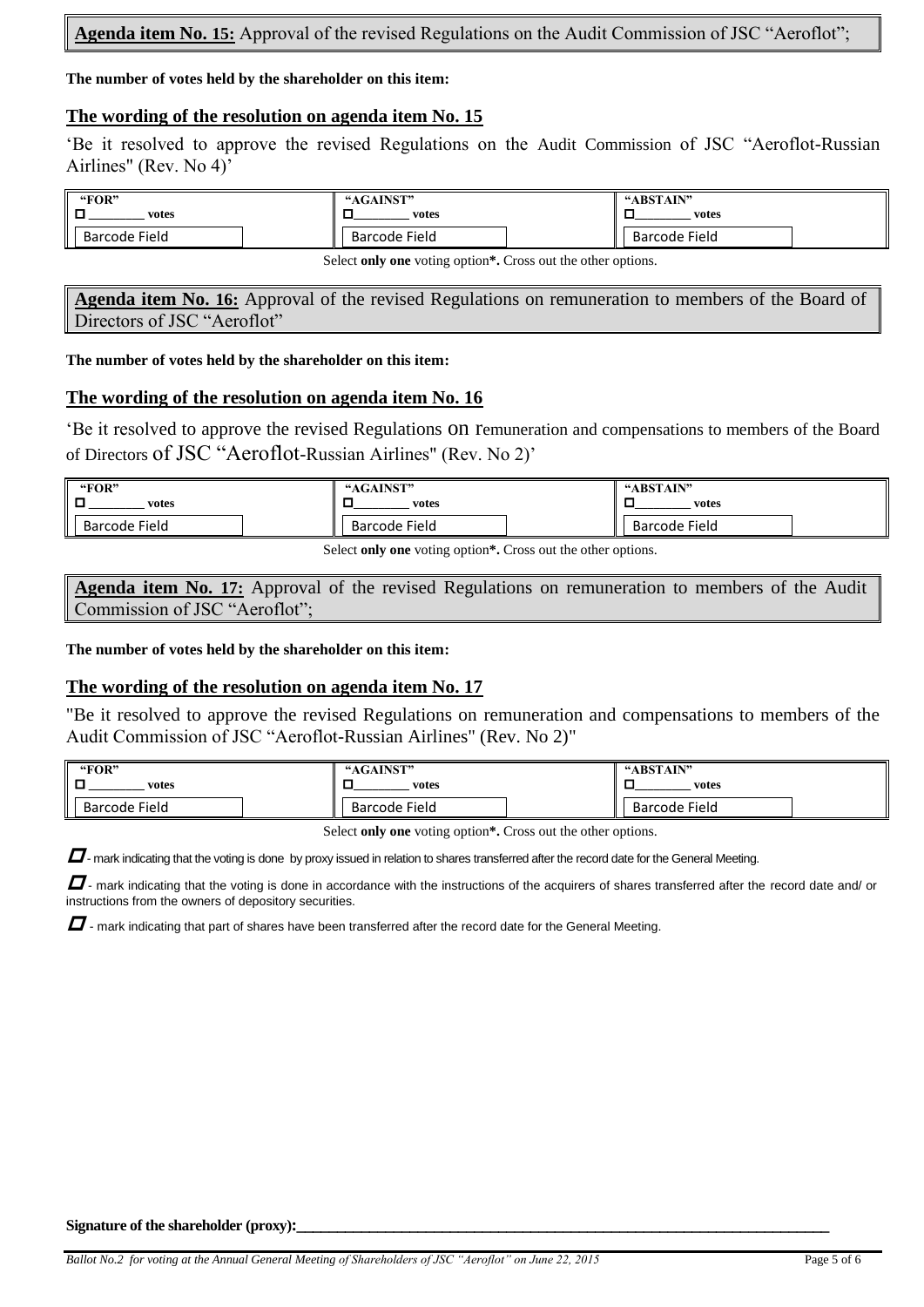**Agenda item No. 15:** Approval of the revised Regulations on the Audit Commission of JSC "Aeroflot";

**The number of votes held by the shareholder on this item:**

## The wording of the resolution on agenda item No. 15

'Be it resolved to approve the revised Regulations on the Audit Commission of JSC "Aeroflot-Russian Airlines" (Rev. No 4)'

| "FOR" | "AGAINST" | "ABSTAIN" |
|---|---|---|
| ☐ ________ votes | ☐________ votes | ☐________ votes |
| Barcode Field | Barcode Field | Barcode Field |

Select **only one** voting option**\*.** Cross out the other options.

**Agenda item No. 16:** Approval of the revised Regulations on remuneration to members of the Board of Directors of JSC "Aeroflot"

**The number of votes held by the shareholder on this item:**

## The wording of the resolution on agenda item No. 16

'Be it resolved to approve the revised Regulations on remuneration and compensations to members of the Board of Directors of JSC "Aeroflot-Russian Airlines" (Rev. No 2)'

| "FOR" | "AGAINST" | "ABSTAIN" |
|---|---|---|
| ☐ ________ votes | ☐________ votes | ☐________ votes |
| Barcode Field | Barcode Field | Barcode Field |

Select **only one** voting option**\*.** Cross out the other options.

**Agenda item No. 17:** Approval of the revised Regulations on remuneration to members of the Audit Commission of JSC "Aeroflot";

**The number of votes held by the shareholder on this item:**

## The wording of the resolution on agenda item No. 17

"Be it resolved to approve the revised Regulations on remuneration and compensations to members of the Audit Commission of JSC "Aeroflot-Russian Airlines" (Rev. No 2)"

| "FOR" | "AGAINST" | "ABSTAIN" |
|---|---|---|
| ☐ ________ votes | ☐________ votes | ☐________ votes |
| Barcode Field | Barcode Field | Barcode Field |

Select **only one** voting option**\*.** Cross out the other options.

☐ - mark indicating that the voting is done by proxy issued in relation to shares transferred after the record date for the General Meeting.

☐ - mark indicating that the voting is done in accordance with the instructions of the acquirers of shares transferred after the record date and/ or instructions from the owners of depository securities.

☐ - mark indicating that part of shares have been transferred after the record date for the General Meeting.

**Signature of the shareholder (proxy):**_______________________________________________________________

*Ballot No.2 for voting at the Annual General Meeting of Shareholders of JSC "Aeroflot" on June 22, 2015*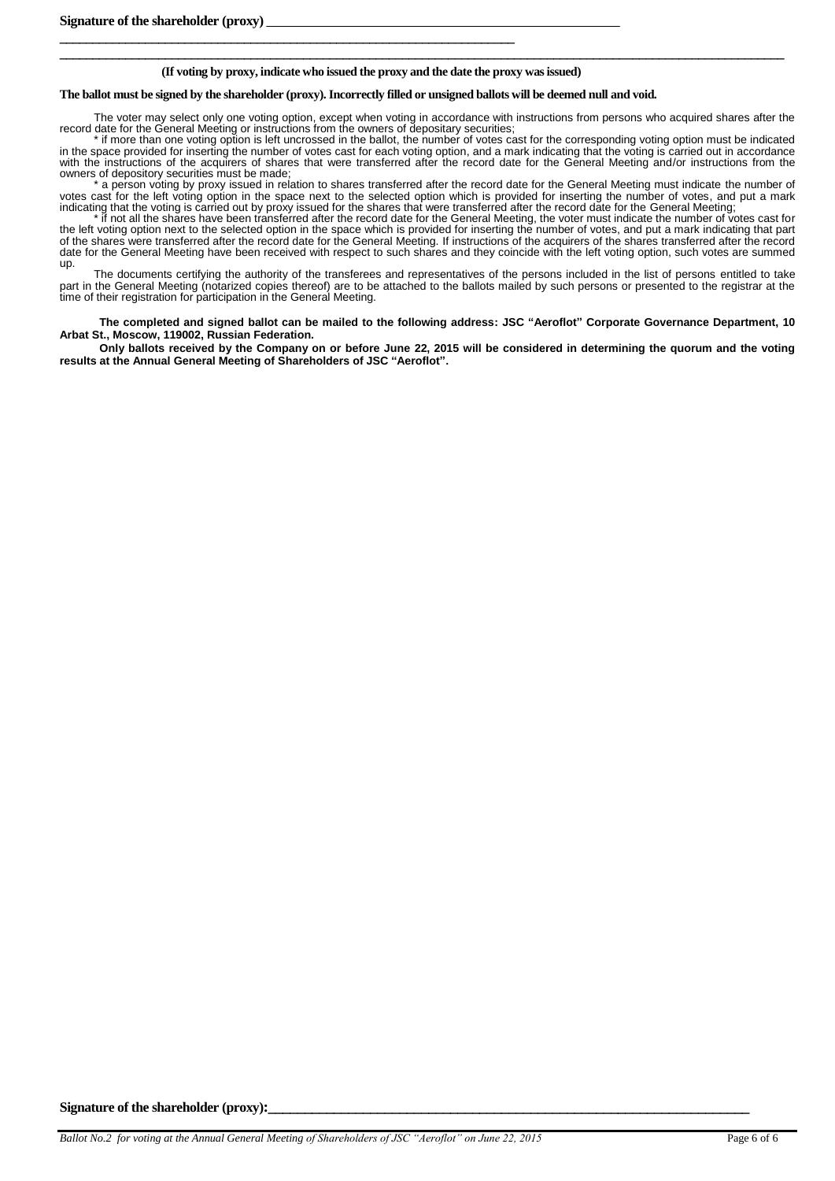**Signature of the shareholder (proxy)** ____________________________________________________

____________________________________________________________________

______________________________________________________________________________________________________________

**(If voting by proxy, indicate who issued the proxy and the date the proxy was issued)**

**The ballot must be signed by the shareholder (proxy). Incorrectly filled or unsigned ballots will be deemed null and void.**

The voter may select only one voting option, except when voting in accordance with instructions from persons who acquired shares after the record date for the General Meeting or instructions from the owners of depositary securities;

* if more than one voting option is left uncrossed in the ballot, the number of votes cast for the corresponding voting option must be indicated in the space provided for inserting the number of votes cast for each voting option, and a mark indicating that the voting is carried out in accordance with the instructions of the acquirers of shares that were transferred after the record date for the General Meeting and/or instructions from the owners of depository securities must be made;

* a person voting by proxy issued in relation to shares transferred after the record date for the General Meeting must indicate the number of votes cast for the left voting option in the space next to the selected option which is provided for inserting the number of votes, and put a mark indicating that the voting is carried out by proxy issued for the shares that were transferred after the record date for the General Meeting;

* if not all the shares have been transferred after the record date for the General Meeting, the voter must indicate the number of votes cast for the left voting option next to the selected option in the space which is provided for inserting the number of votes, and put a mark indicating that part of the shares were transferred after the record date for the General Meeting. If instructions of the acquirers of the shares transferred after the record date for the General Meeting have been received with respect to such shares and they coincide with the left voting option, such votes are summed up.

The documents certifying the authority of the transferees and representatives of the persons included in the list of persons entitled to take part in the General Meeting (notarized copies thereof) are to be attached to the ballots mailed by such persons or presented to the registrar at the time of their registration for participation in the General Meeting.

**The completed and signed ballot can be mailed to the following address: JSC "Aeroflot" Corporate Governance Department, 10 Arbat St., Moscow, 119002, Russian Federation.**

**Only ballots received by the Company on or before June 22, 2015 will be considered in determining the quorum and the voting results at the Annual General Meeting of Shareholders of JSC "Aeroflot".**

**Signature of the shareholder (proxy):**____________________________________________________________________

*Ballot No.2 for voting at the Annual General Meeting of Shareholders of JSC "Aeroflot" on June 22, 2015*